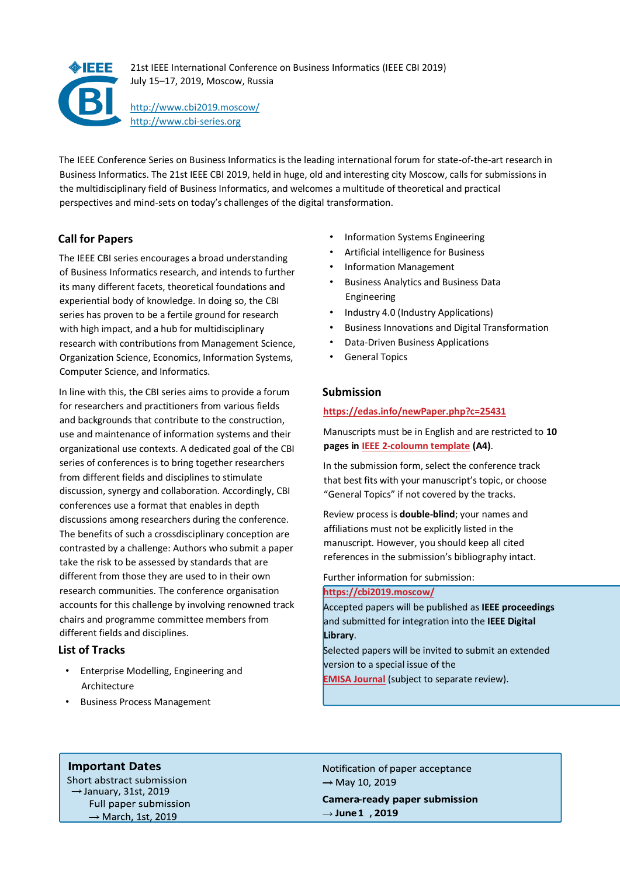21st IEEE International Conference on Business Informatics (IEEE CBI 2019)
July 15–17, 2019, Moscow, Russia

http://www.cbi2019.moscow/
http://www.cbi-series.org

The IEEE Conference Series on Business Informatics is the leading international forum for state-of-the-art research in Business Informatics. The 21st IEEE CBI 2019, held in huge, old and interesting city Moscow, calls for submissions in the multidisciplinary field of Business Informatics, and welcomes a multitude of theoretical and practical perspectives and mind-sets on today's challenges of the digital transformation.

## Call for Papers

The IEEE CBI series encourages a broad understanding of Business Informatics research, and intends to further its many different facets, theoretical foundations and experiential body of knowledge. In doing so, the CBI series has proven to be a fertile ground for research with high impact, and a hub for multidisciplinary research with contributions from Management Science, Organization Science, Economics, Information Systems, Computer Science, and Informatics.

In line with this, the CBI series aims to provide a forum for researchers and practitioners from various fields and backgrounds that contribute to the construction, use and maintenance of information systems and their organizational use contexts. A dedicated goal of the CBI series of conferences is to bring together researchers from different fields and disciplines to stimulate discussion, synergy and collaboration. Accordingly, CBI conferences use a format that enables in depth discussions among researchers during the conference. The benefits of such a crossdisciplinary conception are contrasted by a challenge: Authors who submit a paper take the risk to be assessed by standards that are different from those they are used to in their own research communities. The conference organisation accounts for this challenge by involving renowned track chairs and programme committee members from different fields and disciplines.

## List of Tracks

- Enterprise Modelling, Engineering and Architecture
- Business Process Management
- Information Systems Engineering
- Artificial intelligence for Business
- Information Management
- Business Analytics and Business Data Engineering
- Industry 4.0 (Industry Applications)
- Business Innovations and Digital Transformation
- Data-Driven Business Applications
- General Topics

## Submission

https://edas.info/newPaper.php?c=25431

Manuscripts must be in English and are restricted to **10 pages in** IEEE 2-coloumn template **(A4)**.

In the submission form, select the conference track that best fits with your manuscript's topic, or choose "General Topics" if not covered by the tracks.

Review process is **double-blind**; your names and affiliations must not be explicitly listed in the manuscript. However, you should keep all cited references in the submission's bibliography intact.

Further information for submission:
https://cbi2019.moscow/

Accepted papers will be published as **IEEE proceedings** and submitted for integration into the **IEEE Digital Library**.

Selected papers will be invited to submit an extended version to a special issue of the EMISA Journal (subject to separate review).

## Important Dates

Short abstract submission
→ January, 31st, 2019

Full paper submission
→ March, 1st, 2019

Notification of paper acceptance
→ May 10, 2019

**Camera-ready paper submission**
**→ June 1 , 2019**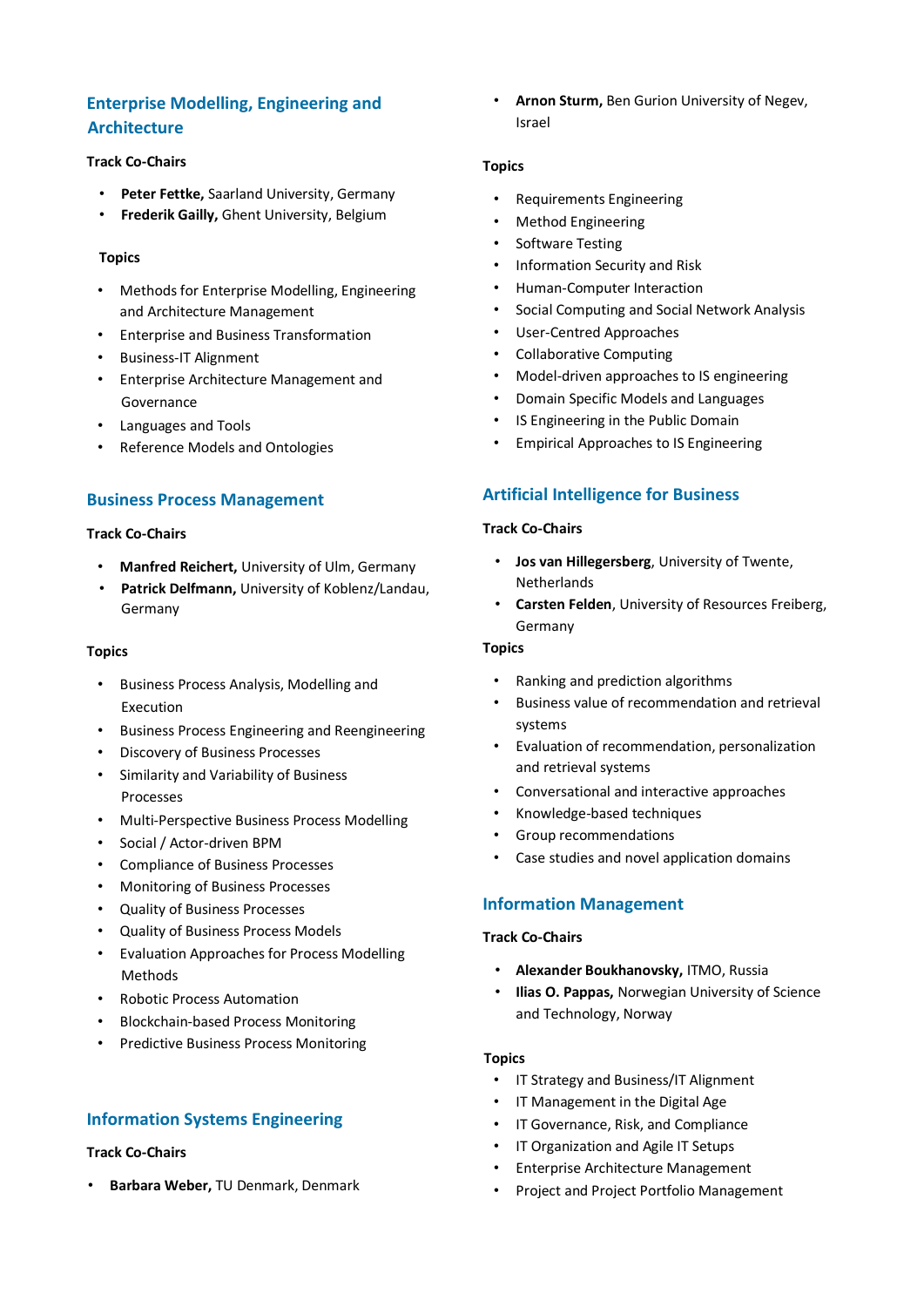## Enterprise Modelling, Engineering and Architecture

**Track Co-Chairs**

- **Peter Fettke,** Saarland University, Germany
- **Frederik Gailly,** Ghent University, Belgium

**Topics**

- Methods for Enterprise Modelling, Engineering and Architecture Management
- Enterprise and Business Transformation
- Business-IT Alignment
- Enterprise Architecture Management and Governance
- Languages and Tools
- Reference Models and Ontologies

## Business Process Management

**Track Co-Chairs**

- **Manfred Reichert,** University of Ulm, Germany
- **Patrick Delfmann,** University of Koblenz/Landau, Germany

**Topics**

- Business Process Analysis, Modelling and Execution
- Business Process Engineering and Reengineering
- Discovery of Business Processes
- Similarity and Variability of Business Processes
- Multi-Perspective Business Process Modelling
- Social / Actor-driven BPM
- Compliance of Business Processes
- Monitoring of Business Processes
- Quality of Business Processes
- Quality of Business Process Models
- Evaluation Approaches for Process Modelling Methods
- Robotic Process Automation
- Blockchain-based Process Monitoring
- Predictive Business Process Monitoring

## Information Systems Engineering

**Track Co-Chairs**

- **Barbara Weber,** TU Denmark, Denmark
- **Arnon Sturm,** Ben Gurion University of Negev, Israel

**Topics**

- Requirements Engineering
- Method Engineering
- Software Testing
- Information Security and Risk
- Human-Computer Interaction
- Social Computing and Social Network Analysis
- User-Centred Approaches
- Collaborative Computing
- Model-driven approaches to IS engineering
- Domain Specific Models and Languages
- IS Engineering in the Public Domain
- Empirical Approaches to IS Engineering

## Artificial Intelligence for Business

**Track Co-Chairs**

- **Jos van Hillegersberg**, University of Twente, Netherlands
- **Carsten Felden**, University of Resources Freiberg, Germany

**Topics**

- Ranking and prediction algorithms
- Business value of recommendation and retrieval systems
- Evaluation of recommendation, personalization and retrieval systems
- Conversational and interactive approaches
- Knowledge-based techniques
- Group recommendations
- Case studies and novel application domains

## Information Management

**Track Co-Chairs**

- **Alexander Boukhanovsky,** ITMO, Russia
- **Ilias O. Pappas,** Norwegian University of Science and Technology, Norway

**Topics**

- IT Strategy and Business/IT Alignment
- IT Management in the Digital Age
- IT Governance, Risk, and Compliance
- IT Organization and Agile IT Setups
- Enterprise Architecture Management
- Project and Project Portfolio Management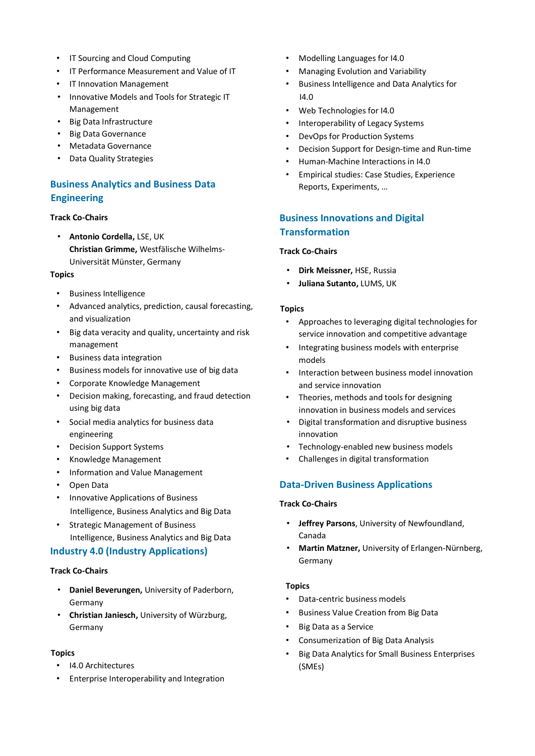- IT Sourcing and Cloud Computing
- IT Performance Measurement and Value of IT
- IT Innovation Management
- Innovative Models and Tools for Strategic IT Management
- Big Data Infrastructure
- Big Data Governance
- Metadata Governance
- Data Quality Strategies

## Business Analytics and Business Data Engineering

**Track Co-Chairs**

- **Antonio Cordella,** LSE, UK
  **Christian Grimme,** Westfälische Wilhelms-Universität Münster, Germany

**Topics**

- Business Intelligence
- Advanced analytics, prediction, causal forecasting, and visualization
- Big data veracity and quality, uncertainty and risk management
- Business data integration
- Business models for innovative use of big data
- Corporate Knowledge Management
- Decision making, forecasting, and fraud detection using big data
- Social media analytics for business data engineering
- Decision Support Systems
- Knowledge Management
- Information and Value Management
- Open Data
- Innovative Applications of Business Intelligence, Business Analytics and Big Data
- Strategic Management of Business Intelligence, Business Analytics and Big Data

## Industry 4.0 (Industry Applications)

**Track Co-Chairs**

- **Daniel Beverungen,** University of Paderborn, Germany
- **Christian Janiesch,** University of Würzburg, Germany

**Topics**

- I4.0 Architectures
- Enterprise Interoperability and Integration
- Modelling Languages for I4.0
- Managing Evolution and Variability
- Business Intelligence and Data Analytics for I4.0
- Web Technologies for I4.0
- Interoperability of Legacy Systems
- DevOps for Production Systems
- Decision Support for Design-time and Run-time
- Human-Machine Interactions in I4.0
- Empirical studies: Case Studies, Experience Reports, Experiments, …

## Business Innovations and Digital Transformation

**Track Co-Chairs**

- **Dirk Meissner,** HSE, Russia
- **Juliana Sutanto,** LUMS, UK

**Topics**

- Approaches to leveraging digital technologies for service innovation and competitive advantage
- Integrating business models with enterprise models
- Interaction between business model innovation and service innovation
- Theories, methods and tools for designing innovation in business models and services
- Digital transformation and disruptive business innovation
- Technology-enabled new business models
- Challenges in digital transformation

## Data-Driven Business Applications

**Track Co-Chairs**

- **Jeffrey Parsons**, University of Newfoundland, Canada
- **Martin Matzner,** University of Erlangen-Nürnberg, Germany

**Topics**

- Data-centric business models
- Business Value Creation from Big Data
- Big Data as a Service
- Consumerization of Big Data Analysis
- Big Data Analytics for Small Business Enterprises (SMEs)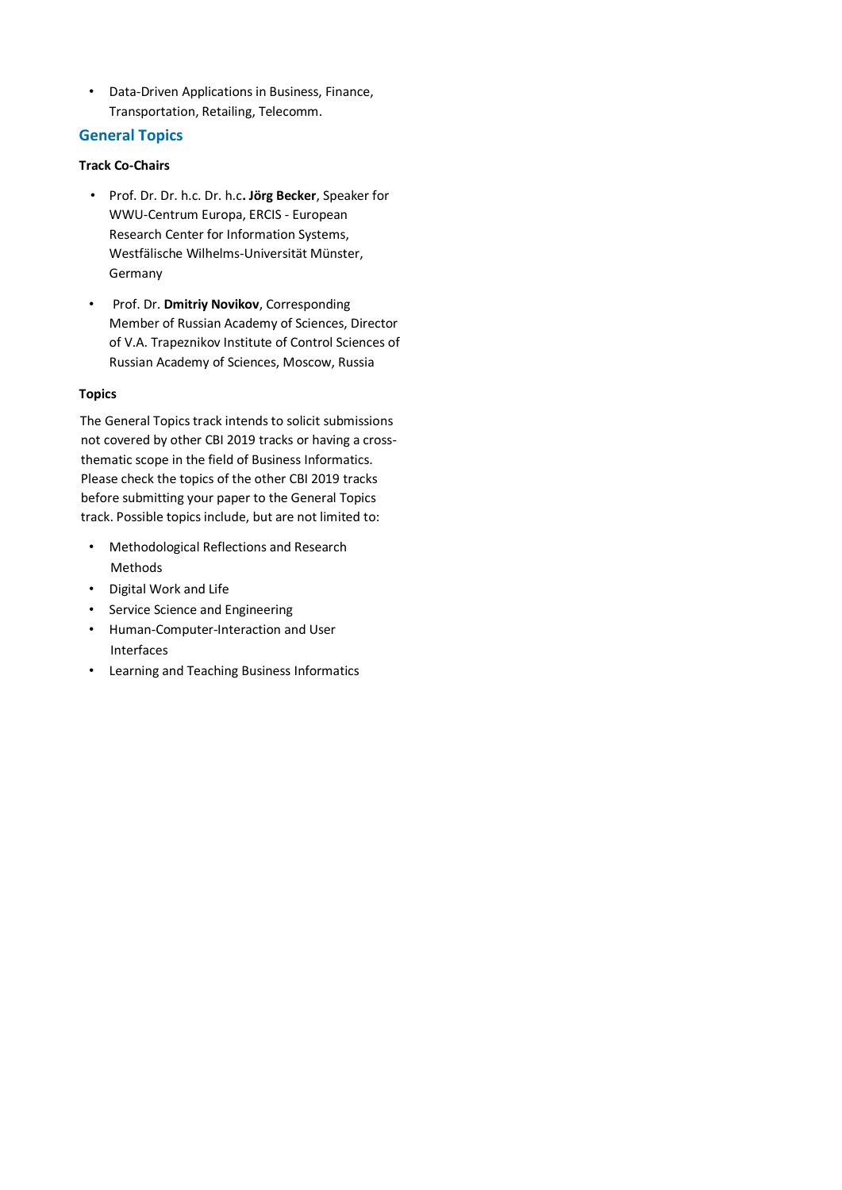- Data-Driven Applications in Business, Finance, Transportation, Retailing, Telecomm.

## General Topics

**Track Co-Chairs**

- Prof. Dr. Dr. h.c. Dr. h.c. **Jörg Becker**, Speaker for WWU-Centrum Europa, ERCIS - European Research Center for Information Systems, Westfälische Wilhelms-Universität Münster, Germany
- Prof. Dr. **Dmitriy Novikov**, Corresponding Member of Russian Academy of Sciences, Director of V.A. Trapeznikov Institute of Control Sciences of Russian Academy of Sciences, Moscow, Russia

**Topics**

The General Topics track intends to solicit submissions not covered by other CBI 2019 tracks or having a cross-thematic scope in the field of Business Informatics. Please check the topics of the other CBI 2019 tracks before submitting your paper to the General Topics track. Possible topics include, but are not limited to:

- Methodological Reflections and Research Methods
- Digital Work and Life
- Service Science and Engineering
- Human-Computer-Interaction and User Interfaces
- Learning and Teaching Business Informatics